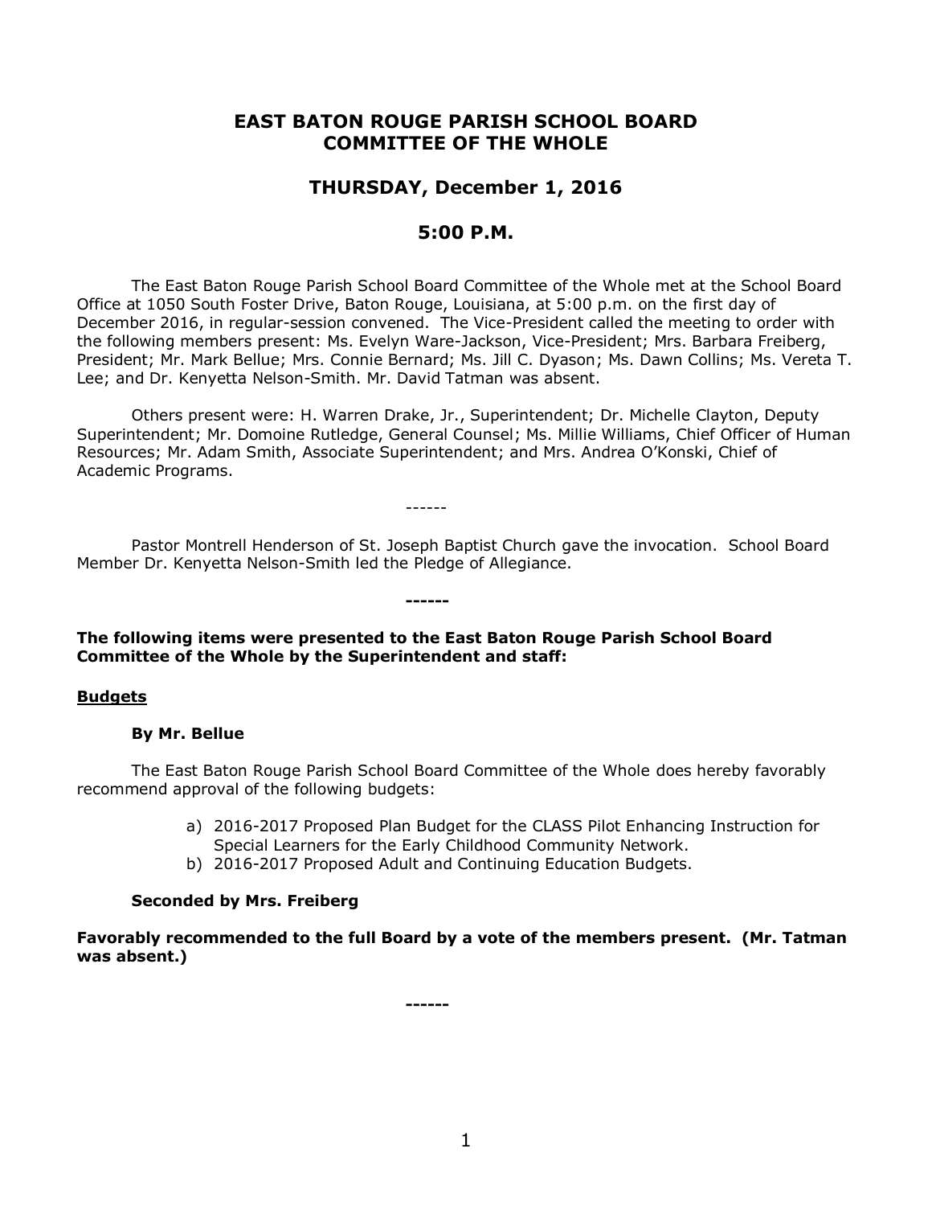# EAST BATON ROUGE PARISH SCHOOL BOARD COMMITTEE OF THE WHOLE

## THURSDAY, December 1, 2016

## 5:00 P.M.

The East Baton Rouge Parish School Board Committee of the Whole met at the School Board Office at 1050 South Foster Drive, Baton Rouge, Louisiana, at 5:00 p.m. on the first day of December 2016, in regular-session convened. The Vice-President called the meeting to order with the following members present: Ms. Evelyn Ware-Jackson, Vice-President; Mrs. Barbara Freiberg, President; Mr. Mark Bellue; Mrs. Connie Bernard; Ms. Jill C. Dyason; Ms. Dawn Collins; Ms. Vereta T. Lee; and Dr. Kenyetta Nelson-Smith. Mr. David Tatman was absent.

Others present were: H. Warren Drake, Jr., Superintendent; Dr. Michelle Clayton, Deputy Superintendent; Mr. Domoine Rutledge, General Counsel; Ms. Millie Williams, Chief Officer of Human Resources; Mr. Adam Smith, Associate Superintendent; and Mrs. Andrea O'Konski, Chief of Academic Programs.

------

Pastor Montrell Henderson of St. Joseph Baptist Church gave the invocation. School Board Member Dr. Kenyetta Nelson-Smith led the Pledge of Allegiance.

**------**

**The following items were presented to the East Baton Rouge Parish School Board Committee of the Whole by the Superintendent and staff:**

**Budgets**

**By Mr. Bellue**

The East Baton Rouge Parish School Board Committee of the Whole does hereby favorably recommend approval of the following budgets:

a) 2016-2017 Proposed Plan Budget for the CLASS Pilot Enhancing Instruction for Special Learners for the Early Childhood Community Network.
b) 2016-2017 Proposed Adult and Continuing Education Budgets.

**Seconded by Mrs. Freiberg**

**Favorably recommended to the full Board by a vote of the members present. (Mr. Tatman was absent.)**

**------**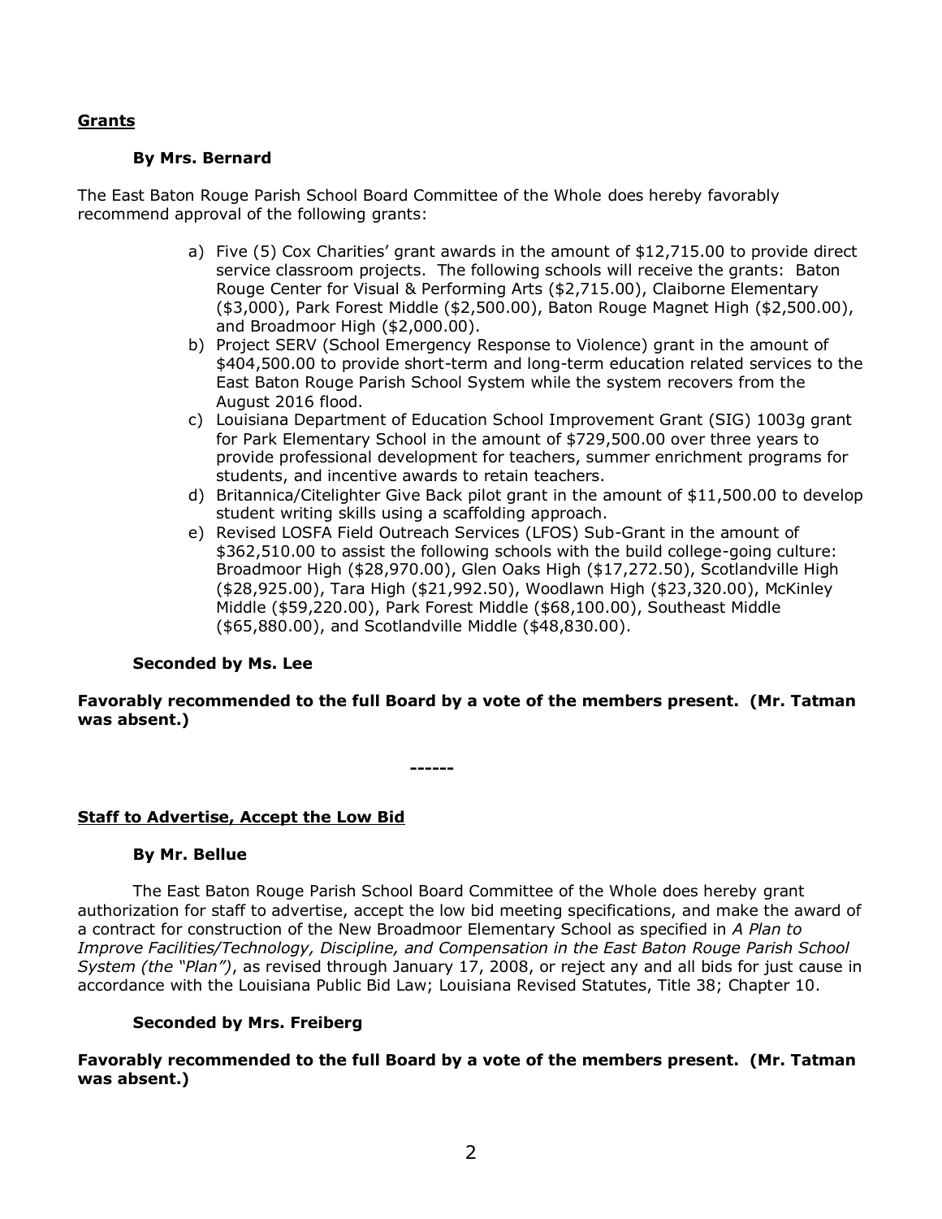**Grants**

**By Mrs. Bernard**

The East Baton Rouge Parish School Board Committee of the Whole does hereby favorably recommend approval of the following grants:

a) Five (5) Cox Charities' grant awards in the amount of $12,715.00 to provide direct service classroom projects. The following schools will receive the grants: Baton Rouge Center for Visual & Performing Arts ($2,715.00), Claiborne Elementary ($3,000), Park Forest Middle ($2,500.00), Baton Rouge Magnet High ($2,500.00), and Broadmoor High ($2,000.00).
b) Project SERV (School Emergency Response to Violence) grant in the amount of $404,500.00 to provide short-term and long-term education related services to the East Baton Rouge Parish School System while the system recovers from the August 2016 flood.
c) Louisiana Department of Education School Improvement Grant (SIG) 1003g grant for Park Elementary School in the amount of $729,500.00 over three years to provide professional development for teachers, summer enrichment programs for students, and incentive awards to retain teachers.
d) Britannica/Citelighter Give Back pilot grant in the amount of $11,500.00 to develop student writing skills using a scaffolding approach.
e) Revised LOSFA Field Outreach Services (LFOS) Sub-Grant in the amount of $362,510.00 to assist the following schools with the build college-going culture: Broadmoor High ($28,970.00), Glen Oaks High ($17,272.50), Scotlandville High ($28,925.00), Tara High ($21,992.50), Woodlawn High ($23,320.00), McKinley Middle ($59,220.00), Park Forest Middle ($68,100.00), Southeast Middle ($65,880.00), and Scotlandville Middle ($48,830.00).

**Seconded by Ms. Lee**

**Favorably recommended to the full Board by a vote of the members present. (Mr. Tatman was absent.)**

------

**Staff to Advertise, Accept the Low Bid**

**By Mr. Bellue**

The East Baton Rouge Parish School Board Committee of the Whole does hereby grant authorization for staff to advertise, accept the low bid meeting specifications, and make the award of a contract for construction of the New Broadmoor Elementary School as specified in *A Plan to Improve Facilities/Technology, Discipline, and Compensation in the East Baton Rouge Parish School System (the "Plan")*, as revised through January 17, 2008, or reject any and all bids for just cause in accordance with the Louisiana Public Bid Law; Louisiana Revised Statutes, Title 38; Chapter 10.

**Seconded by Mrs. Freiberg**

**Favorably recommended to the full Board by a vote of the members present. (Mr. Tatman was absent.)**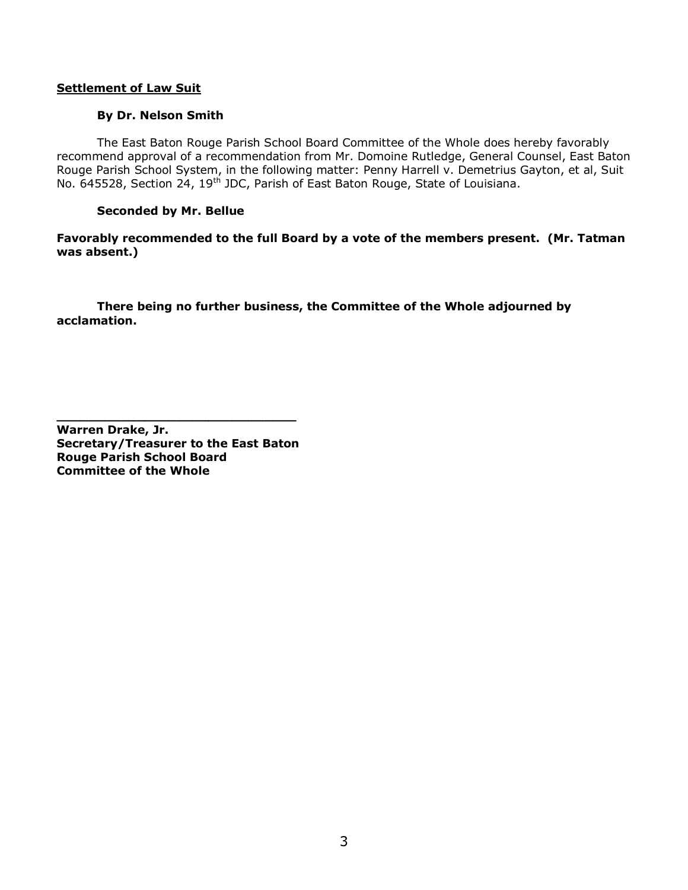**Settlement of Law Suit**

**By Dr. Nelson Smith**

The East Baton Rouge Parish School Board Committee of the Whole does hereby favorably recommend approval of a recommendation from Mr. Domoine Rutledge, General Counsel, East Baton Rouge Parish School System, in the following matter: Penny Harrell v. Demetrius Gayton, et al, Suit No. 645528, Section 24, 19th JDC, Parish of East Baton Rouge, State of Louisiana.

**Seconded by Mr. Bellue**

**Favorably recommended to the full Board by a vote of the members present. (Mr. Tatman was absent.)**

**There being no further business, the Committee of the Whole adjourned by acclamation.**

\_\_\_\_\_\_\_\_\_\_\_\_\_\_\_\_\_\_\_\_\_\_\_\_\_\_\_\_\_\_\_\_

**Warren Drake, Jr.**
**Secretary/Treasurer to the East Baton Rouge Parish School Board Committee of the Whole**